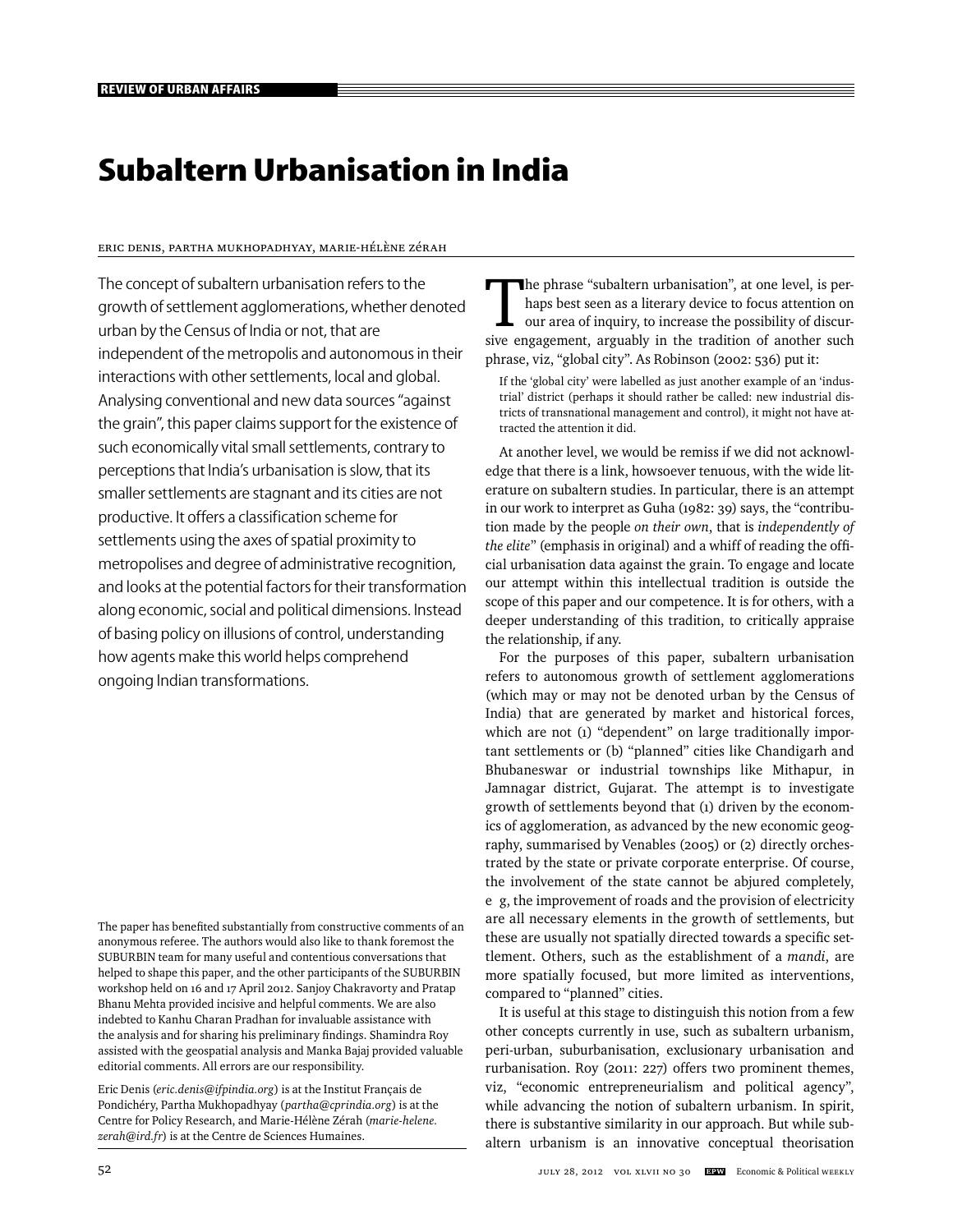# Subaltern Urbanisation in India

Eric Denis, Partha Mukhopadhyay, Marie-Hélène Zérah

The concept of subaltern urbanisation refers to the growth of settlement agglomerations, whether denoted urban by the Census of India or not, that are independent of the metropolis and autonomous in their interactions with other settlements, local and global. Analysing conventional and new data sources "against the grain", this paper claims support for the existence of such economically vital small settlements, contrary to perceptions that India's urbanisation is slow, that its smaller settlements are stagnant and its cities are not productive. It offers a classification scheme for settlements using the axes of spatial proximity to metropolises and degree of administrative recognition, and looks at the potential factors for their transformation along economic, social and political dimensions. Instead of basing policy on illusions of control, understanding how agents make this world helps comprehend ongoing Indian transformations.

The paper has benefited substantially from constructive comments of an anonymous referee. The authors would also like to thank foremost the SUBURBIN team for many useful and contentious conversations that helped to shape this paper, and the other participants of the SUBURBIN workshop held on 16 and 17 April 2012. Sanjoy Chakravorty and Pratap Bhanu Mehta provided incisive and helpful comments. We are also indebted to Kanhu Charan Pradhan for invaluable assistance with the analysis and for sharing his preliminary findings. Shamindra Roy assisted with the geospatial analysis and Manka Bajaj provided valuable editorial comments. All errors are our responsibility.

Eric Denis (*eric.denis@ifpindia.org*) is at the Institut Français de Pondichéry, Partha Mukhopadhyay (*partha@cprindia.org*) is at the Centre for Policy Research, and Marie-Hélène Zérah (*marie-helene.zerah@ird.fr*) is at the Centre de Sciences Humaines.

The phrase "subaltern urbanisation", at one level, is perhaps best seen as a literary device to focus attention on our area of inquiry, to increase the possibility of discursive engagement, arguably in the tradition of another such phrase, viz, "global city". As Robinson (2002: 536) put it:

> If the 'global city' were labelled as just another example of an 'industrial' district (perhaps it should rather be called: new industrial districts of transnational management and control), it might not have attracted the attention it did.

At another level, we would be remiss if we did not acknowledge that there is a link, howsoever tenuous, with the wide literature on subaltern studies. In particular, there is an attempt in our work to interpret as Guha (1982: 39) says, the "contribution made by the people *on their own*, that is *independently of the elite*" (emphasis in original) and a whiff of reading the official urbanisation data against the grain. To engage and locate our attempt within this intellectual tradition is outside the scope of this paper and our competence. It is for others, with a deeper understanding of this tradition, to critically appraise the relationship, if any.

For the purposes of this paper, subaltern urbanisation refers to autonomous growth of settlement agglomerations (which may or may not be denoted urban by the Census of India) that are generated by market and historical forces, which are not (1) "dependent" on large traditionally important settlements or (b) "planned" cities like Chandigarh and Bhubaneswar or industrial townships like Mithapur, in Jamnagar district, Gujarat. The attempt is to investigate growth of settlements beyond that (1) driven by the economics of agglomeration, as advanced by the new economic geography, summarised by Venables (2005) or (2) directly orchestrated by the state or private corporate enterprise. Of course, the involvement of the state cannot be abjured completely, e g, the improvement of roads and the provision of electricity are all necessary elements in the growth of settlements, but these are usually not spatially directed towards a specific settlement. Others, such as the establishment of a *mandi*, are more spatially focused, but more limited as interventions, compared to "planned" cities.

It is useful at this stage to distinguish this notion from a few other concepts currently in use, such as subaltern urbanism, peri-urban, suburbanisation, exclusionary urbanisation and rurbanisation. Roy (2011: 227) offers two prominent themes, viz, "economic entrepreneurialism and political agency", while advancing the notion of subaltern urbanism. In spirit, there is substantive similarity in our approach. But while subaltern urbanism is an innovative conceptual theorisation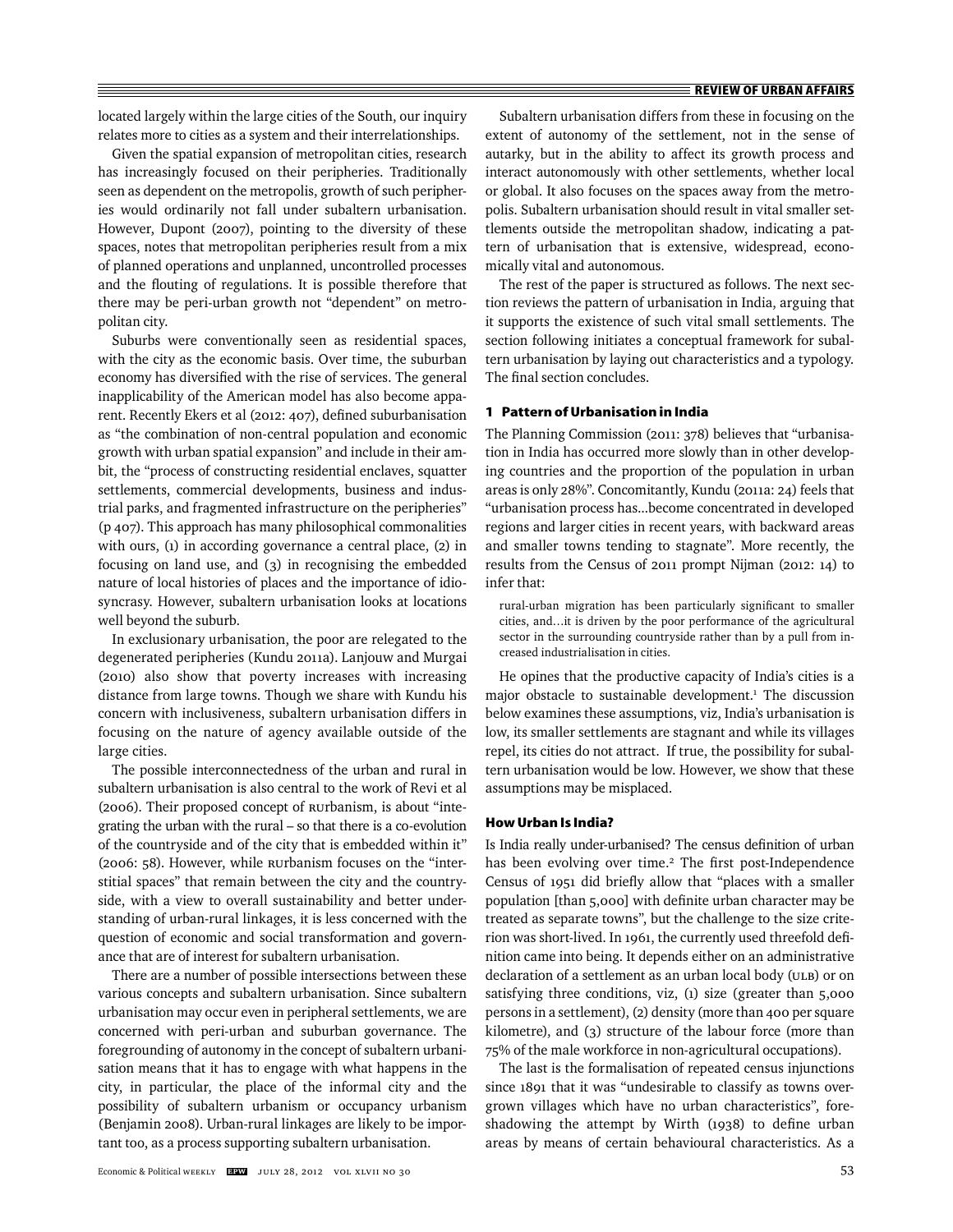located largely within the large cities of the South, our inquiry relates more to cities as a system and their interrelationships.

Given the spatial expansion of metropolitan cities, research has increasingly focused on their peripheries. Traditionally seen as dependent on the metropolis, growth of such peripheries would ordinarily not fall under subaltern urbanisation. However, Dupont (2007), pointing to the diversity of these spaces, notes that metropolitan peripheries result from a mix of planned operations and unplanned, uncontrolled processes and the flouting of regulations. It is possible therefore that there may be peri-urban growth not "dependent" on metropolitan city.

Suburbs were conventionally seen as residential spaces, with the city as the economic basis. Over time, the suburban economy has diversified with the rise of services. The general inapplicability of the American model has also become apparent. Recently Ekers et al (2012: 407), defined suburbanisation as "the combination of non-central population and economic growth with urban spatial expansion" and include in their ambit, the "process of constructing residential enclaves, squatter settlements, commercial developments, business and industrial parks, and fragmented infrastructure on the peripheries" (p 407). This approach has many philosophical commonalities with ours, (1) in according governance a central place, (2) in focusing on land use, and (3) in recognising the embedded nature of local histories of places and the importance of idiosyncrasy. However, subaltern urbanisation looks at locations well beyond the suburb.

In exclusionary urbanisation, the poor are relegated to the degenerated peripheries (Kundu 2011a). Lanjouw and Murgai (2010) also show that poverty increases with increasing distance from large towns. Though we share with Kundu his concern with inclusiveness, subaltern urbanisation differs in focusing on the nature of agency available outside of the large cities.

The possible interconnectedness of the urban and rural in subaltern urbanisation is also central to the work of Revi et al (2006). Their proposed concept of RUrbanism, is about "integrating the urban with the rural – so that there is a co-evolution of the countryside and of the city that is embedded within it" (2006: 58). However, while RUrbanism focuses on the "interstitial spaces" that remain between the city and the countryside, with a view to overall sustainability and better understanding of urban-rural linkages, it is less concerned with the question of economic and social transformation and governance that are of interest for subaltern urbanisation.

There are a number of possible intersections between these various concepts and subaltern urbanisation. Since subaltern urbanisation may occur even in peripheral settlements, we are concerned with peri-urban and suburban governance. The foregrounding of autonomy in the concept of subaltern urbanisation means that it has to engage with what happens in the city, in particular, the place of the informal city and the possibility of subaltern urbanism or occupancy urbanism (Benjamin 2008). Urban-rural linkages are likely to be important too, as a process supporting subaltern urbanisation.

Subaltern urbanisation differs from these in focusing on the extent of autonomy of the settlement, not in the sense of autarky, but in the ability to affect its growth process and interact autonomously with other settlements, whether local or global. It also focuses on the spaces away from the metropolis. Subaltern urbanisation should result in vital smaller settlements outside the metropolitan shadow, indicating a pattern of urbanisation that is extensive, widespread, economically vital and autonomous.

The rest of the paper is structured as follows. The next section reviews the pattern of urbanisation in India, arguing that it supports the existence of such vital small settlements. The section following initiates a conceptual framework for subaltern urbanisation by laying out characteristics and a typology. The final section concludes.

## 1 Pattern of Urbanisation in India

The Planning Commission (2011: 378) believes that "urbanisation in India has occurred more slowly than in other developing countries and the proportion of the population in urban areas is only 28%". Concomitantly, Kundu (2011a: 24) feels that "urbanisation process has...become concentrated in developed regions and larger cities in recent years, with backward areas and smaller towns tending to stagnate". More recently, the results from the Census of 2011 prompt Nijman (2012: 14) to infer that:

> rural-urban migration has been particularly significant to smaller cities, and...it is driven by the poor performance of the agricultural sector in the surrounding countryside rather than by a pull from increased industrialisation in cities.

He opines that the productive capacity of India's cities is a major obstacle to sustainable development.[1] The discussion below examines these assumptions, viz, India's urbanisation is low, its smaller settlements are stagnant and while its villages repel, its cities do not attract. If true, the possibility for subaltern urbanisation would be low. However, we show that these assumptions may be misplaced.

### How Urban Is India?

Is India really under-urbanised? The census definition of urban has been evolving over time.[2] The first post-Independence Census of 1951 did briefly allow that "places with a smaller population [than 5,000] with definite urban character may be treated as separate towns", but the challenge to the size criterion was short-lived. In 1961, the currently used threefold definition came into being. It depends either on an administrative declaration of a settlement as an urban local body (ULB) or on satisfying three conditions, viz, (1) size (greater than 5,000 persons in a settlement), (2) density (more than 400 per square kilometre), and (3) structure of the labour force (more than 75% of the male workforce in non-agricultural occupations).

The last is the formalisation of repeated census injunctions since 1891 that it was "undesirable to classify as towns overgrown villages which have no urban characteristics", foreshadowing the attempt by Wirth (1938) to define urban areas by means of certain behavioural characteristics. As a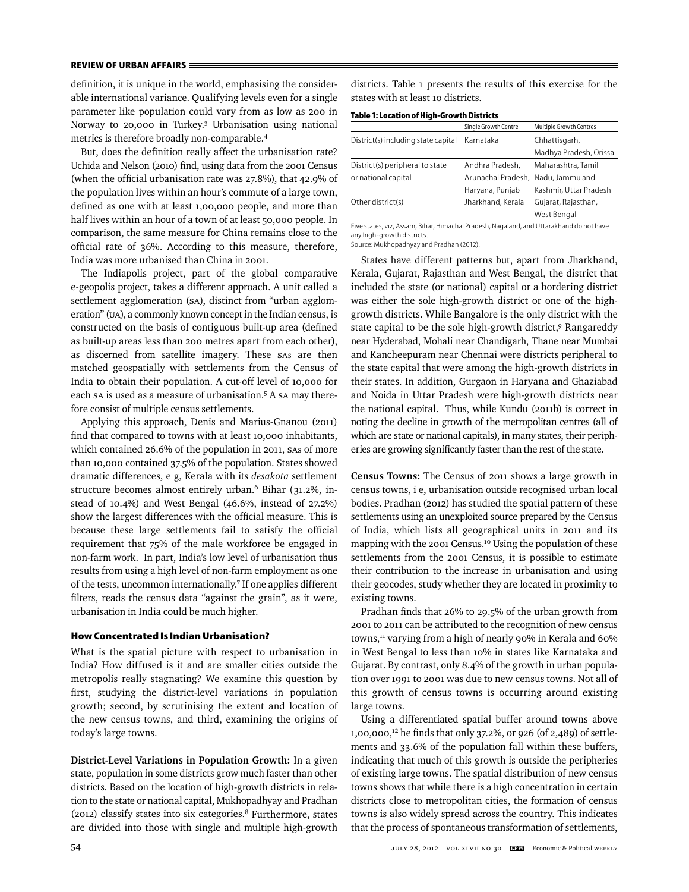definition, it is unique in the world, emphasising the considerable international variance. Qualifying levels even for a single parameter like population could vary from as low as 200 in Norway to 20,000 in Turkey.[3] Urbanisation using national metrics is therefore broadly non-comparable.[4]

But, does the definition really affect the urbanisation rate? Uchida and Nelson (2010) find, using data from the 2001 Census (when the official urbanisation rate was 27.8%), that 42.9% of the population lives within an hour's commute of a large town, defined as one with at least 1,00,000 people, and more than half lives within an hour of a town of at least 50,000 people. In comparison, the same measure for China remains close to the official rate of 36%. According to this measure, therefore, India was more urbanised than China in 2001.

The Indiapolis project, part of the global comparative e-geopolis project, takes a different approach. A unit called a settlement agglomeration (SA), distinct from "urban agglomeration" (UA), a commonly known concept in the Indian census, is constructed on the basis of contiguous built-up area (defined as built-up areas less than 200 metres apart from each other), as discerned from satellite imagery. These SAs are then matched geospatially with settlements from the Census of India to obtain their population. A cut-off level of 10,000 for each SA is used as a measure of urbanisation.[5] A SA may therefore consist of multiple census settlements.

Applying this approach, Denis and Marius-Gnanou (2011) find that compared to towns with at least 10,000 inhabitants, which contained 26.6% of the population in 2011, SAs of more than 10,000 contained 37.5% of the population. States showed dramatic differences, e g, Kerala with its *desakota* settlement structure becomes almost entirely urban.[6] Bihar (31.2%, instead of 10.4%) and West Bengal (46.6%, instead of 27.2%) show the largest differences with the official measure. This is because these large settlements fail to satisfy the official requirement that 75% of the male workforce be engaged in non-farm work. In part, India's low level of urbanisation thus results from using a high level of non-farm employment as one of the tests, uncommon internationally.[7] If one applies different filters, reads the census data "against the grain", as it were, urbanisation in India could be much higher.

## How Concentrated Is Indian Urbanisation?

What is the spatial picture with respect to urbanisation in India? How diffused is it and are smaller cities outside the metropolis really stagnating? We examine this question by first, studying the district-level variations in population growth; second, by scrutinising the extent and location of the new census towns, and third, examining the origins of today's large towns.

**District-Level Variations in Population Growth:** In a given state, population in some districts grow much faster than other districts. Based on the location of high-growth districts in relation to the state or national capital, Mukhopadhyay and Pradhan (2012) classify states into six categories.[8] Furthermore, states are divided into those with single and multiple high-growth districts. Table 1 presents the results of this exercise for the states with at least 10 districts.

**Table 1: Location of High-Growth Districts**

| | Single Growth Centre | Multiple Growth Centres |
|---|---|---|
| District(s) including state capital | Karnataka | Chhattisgarh, Madhya Pradesh, Orissa |
| District(s) peripheral to state or national capital | Andhra Pradesh, Arunachal Pradesh, Haryana, Punjab | Maharashtra, Tamil Nadu, Jammu and Kashmir, Uttar Pradesh |
| Other district(s) | Jharkhand, Kerala | Gujarat, Rajasthan, West Bengal |

Five states, viz, Assam, Bihar, Himachal Pradesh, Nagaland, and Uttarakhand do not have any high-growth districts.
Source: Mukhopadhyay and Pradhan (2012).

States have different patterns but, apart from Jharkhand, Kerala, Gujarat, Rajasthan and West Bengal, the district that included the state (or national) capital or a bordering district was either the sole high-growth district or one of the high-growth districts. While Bangalore is the only district with the state capital to be the sole high-growth district,[9] Rangareddy near Hyderabad, Mohali near Chandigarh, Thane near Mumbai and Kancheepuram near Chennai were districts peripheral to the state capital that were among the high-growth districts in their states. In addition, Gurgaon in Haryana and Ghaziabad and Noida in Uttar Pradesh were high-growth districts near the national capital. Thus, while Kundu (2011b) is correct in noting the decline in growth of the metropolitan centres (all of which are state or national capitals), in many states, their peripheries are growing significantly faster than the rest of the state.

**Census Towns:** The Census of 2011 shows a large growth in census towns, i e, urbanisation outside recognised urban local bodies. Pradhan (2012) has studied the spatial pattern of these settlements using an unexploited source prepared by the Census of India, which lists all geographical units in 2011 and its mapping with the 2001 Census.[10] Using the population of these settlements from the 2001 Census, it is possible to estimate their contribution to the increase in urbanisation and using their geocodes, study whether they are located in proximity to existing towns.

Pradhan finds that 26% to 29.5% of the urban growth from 2001 to 2011 can be attributed to the recognition of new census towns,[11] varying from a high of nearly 90% in Kerala and 60% in West Bengal to less than 10% in states like Karnataka and Gujarat. By contrast, only 8.4% of the growth in urban population over 1991 to 2001 was due to new census towns. Not all of this growth of census towns is occurring around existing large towns.

Using a differentiated spatial buffer around towns above 1,00,000,[12] he finds that only 37.2%, or 926 (of 2,489) of settlements and 33.6% of the population fall within these buffers, indicating that much of this growth is outside the peripheries of existing large towns. The spatial distribution of new census towns shows that while there is a high concentration in certain districts close to metropolitan cities, the formation of census towns is also widely spread across the country. This indicates that the process of spontaneous transformation of settlements,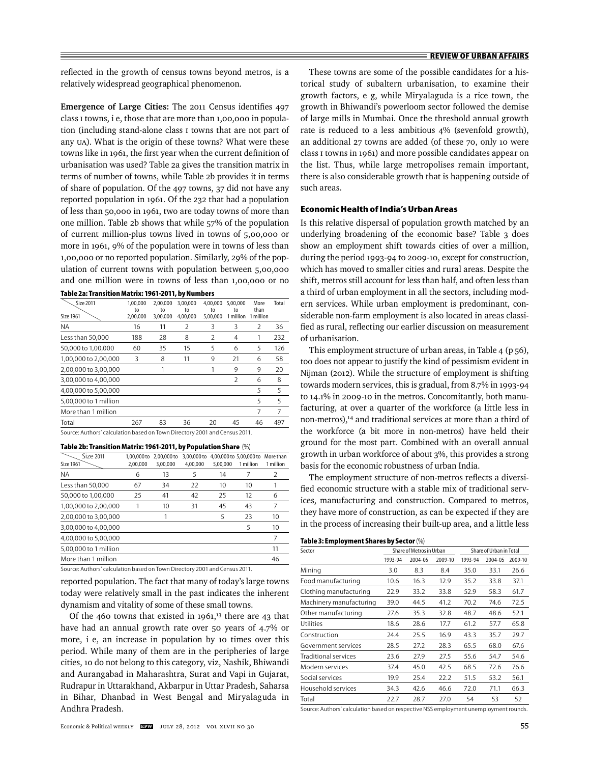reflected in the growth of census towns beyond metros, is a relatively widespread geographical phenomenon.

**Emergence of Large Cities:** The 2011 Census identifies 497 class I towns, i e, those that are more than 1,00,000 in population (including stand-alone class I towns that are not part of any UA). What is the origin of these towns? What were these towns like in 1961, the first year when the current definition of urbanisation was used? Table 2a gives the transition matrix in terms of number of towns, while Table 2b provides it in terms of share of population. Of the 497 towns, 37 did not have any reported population in 1961. Of the 232 that had a population of less than 50,000 in 1961, two are today towns of more than one million. Table 2b shows that while 57% of the population of current million-plus towns lived in towns of 5,00,000 or more in 1961, 9% of the population were in towns of less than 1,00,000 or no reported population. Similarly, 29% of the population of current towns with population between 5,00,000 and one million were in towns of less than 1,00,000 or no reported population. The fact that many of today's large towns today were relatively small in the past indicates the inherent dynamism and vitality of some of these small towns.

**Table 2a: Transition Matrix: 1961-2011, by Numbers**

| Size 1961 \ Size 2011 | 1,00,000 to 2,00,000 | 2,00,000 to 3,00,000 | 3,00,000 to 4,00,000 | 4,00,000 to 5,00,000 | 5,00,000 to 1 million | More than 1 million | Total |
|---|---|---|---|---|---|---|---|
| NA | 16 | 11 | 2 | 3 | 3 | 2 | 36 |
| Less than 50,000 | 188 | 28 | 8 | 2 | 4 | 1 | 232 |
| 50,000 to 1,00,000 | 60 | 35 | 15 | 5 | 6 | 5 | 126 |
| 1,00,000 to 2,00,000 | 3 | 8 | 11 | 9 | 21 | 6 | 58 |
| 2,00,000 to 3,00,000 | | 1 | | 1 | 9 | 9 | 20 |
| 3,00,000 to 4,00,000 | | | | | 2 | 6 | 8 |
| 4,00,000 to 5,00,000 | | | | | | 5 | 5 |
| 5,00,000 to 1 million | | | | | | 5 | 5 |
| More than 1 million | | | | | | 7 | 7 |
| Total | 267 | 83 | 36 | 20 | 45 | 46 | 497 |

Source: Authors' calculation based on Town Directory 2001 and Census 2011.

**Table 2b: Transition Matrix: 1961-2011, by Population Share (%)**

| Size 1961 \ Size 2011 | 1,00,000 to 2,00,000 | 2,00,000 to 3,00,000 | 3,00,000 to 4,00,000 | 4,00,000 to 5,00,000 | 5,00,000 to 1 million | More than 1 million |
|---|---|---|---|---|---|---|
| NA | 6 | 13 | 5 | 14 | 7 | 2 |
| Less than 50,000 | 67 | 34 | 22 | 10 | 10 | 1 |
| 50,000 to 1,00,000 | 25 | 41 | 42 | 25 | 12 | 6 |
| 1,00,000 to 2,00,000 | 1 | 10 | 31 | 45 | 43 | 7 |
| 2,00,000 to 3,00,000 | | 1 | | 5 | 23 | 10 |
| 3,00,000 to 4,00,000 | | | | | 5 | 10 |
| 4,00,000 to 5,00,000 | | | | | | 7 |
| 5,00,000 to 1 million | | | | | | 11 |
| More than 1 million | | | | | | 46 |

Source: Authors' calculation based on Town Directory 2001 and Census 2011.

Of the 460 towns that existed in 1961,[13] there are 43 that have had an annual growth rate over 50 years of 4.7% or more, i e, an increase in population by 10 times over this period. While many of them are in the peripheries of large cities, 10 do not belong to this category, viz, Nashik, Bhiwandi and Aurangabad in Maharashtra, Surat and Vapi in Gujarat, Rudrapur in Uttarakhand, Akbarpur in Uttar Pradesh, Saharsa in Bihar, Dhanbad in West Bengal and Miryalaguda in Andhra Pradesh.

These towns are some of the possible candidates for a historical study of subaltern urbanisation, to examine their growth factors, e g, while Miryalaguda is a rice town, the growth in Bhiwandi's powerloom sector followed the demise of large mills in Mumbai. Once the threshold annual growth rate is reduced to a less ambitious 4% (sevenfold growth), an additional 27 towns are added (of these 70, only 10 were class I towns in 1961) and more possible candidates appear on the list. Thus, while large metropolises remain important, there is also considerable growth that is happening outside of such areas.

### Economic Health of India's Urban Areas

Is this relative dispersal of population growth matched by an underlying broadening of the economic base? Table 3 does show an employment shift towards cities of over a million, during the period 1993-94 to 2009-10, except for construction, which has moved to smaller cities and rural areas. Despite the shift, metros still account for less than half, and often less than a third of urban employment in all the sectors, including modern services. While urban employment is predominant, considerable non-farm employment is also located in areas classified as rural, reflecting our earlier discussion on measurement of urbanisation.

This employment structure of urban areas, in Table 4 (p 56), too does not appear to justify the kind of pessimism evident in Nijman (2012). While the structure of employment is shifting towards modern services, this is gradual, from 8.7% in 1993-94 to 14.1% in 2009-10 in the metros. Concomitantly, both manufacturing, at over a quarter of the workforce (a little less in non-metros),[14] and traditional services at more than a third of the workforce (a bit more in non-metros) have held their ground for the most part. Combined with an overall annual growth in urban workforce of about 3%, this provides a strong basis for the economic robustness of urban India.

The employment structure of non-metros reflects a diversified economic structure with a stable mix of traditional services, manufacturing and construction. Compared to metros, they have more of construction, as can be expected if they are in the process of increasing their built-up area, and a little less

**Table 3: Employment Shares by Sector (%)**

| Sector | Share of Metros in Urban | | | Share of Urban in Total | | |
|---|---|---|---|---|---|---|
| | 1993-94 | 2004-05 | 2009-10 | 1993-94 | 2004-05 | 2009-10 |
| Mining | 3.0 | 8.3 | 8.4 | 35.0 | 33.1 | 26.6 |
| Food manufacturing | 10.6 | 16.3 | 12.9 | 35.2 | 33.8 | 37.1 |
| Clothing manufacturing | 22.9 | 33.2 | 33.8 | 52.9 | 58.3 | 61.7 |
| Machinery manufacturing | 39.0 | 44.5 | 41.2 | 70.2 | 74.6 | 72.5 |
| Other manufacturing | 27.6 | 35.3 | 32.8 | 48.7 | 48.6 | 52.1 |
| Utilities | 18.6 | 28.6 | 17.7 | 61.2 | 57.7 | 65.8 |
| Construction | 24.4 | 25.5 | 16.9 | 43.3 | 35.7 | 29.7 |
| Government services | 28.5 | 27.2 | 28.3 | 65.5 | 68.0 | 67.6 |
| Traditional services | 23.6 | 27.9 | 27.5 | 55.6 | 54.7 | 54.6 |
| Modern services | 37.4 | 45.0 | 42.5 | 68.5 | 72.6 | 76.6 |
| Social services | 19.9 | 25.4 | 22.2 | 51.5 | 53.2 | 56.1 |
| Household services | 34.3 | 42.6 | 46.6 | 72.0 | 71.1 | 66.3 |
| Total | 22.7 | 28.7 | 27.0 | 54 | 53 | 52 |

Source: Authors' calculation based on respective NSS employment unemployment rounds.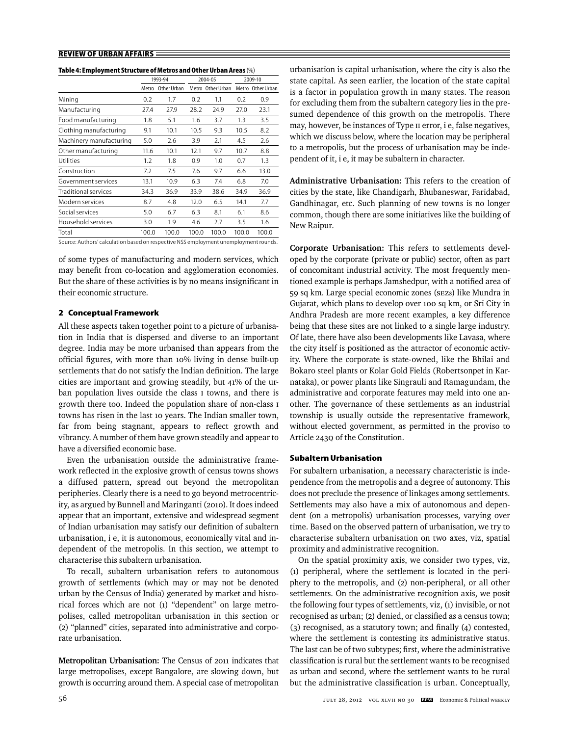**Table 4: Employment Structure of Metros and Other Urban Areas** (%)

| | 1993-94 | | 2004-05 | | 2009-10 | |
|---|---|---|---|---|---|---|
| | Metro | Other Urban | Metro | Other Urban | Metro | Other Urban |
| Mining | 0.2 | 1.7 | 0.2 | 1.1 | 0.2 | 0.9 |
| Manufacturing | 27.4 | 27.9 | 28.2 | 24.9 | 27.0 | 23.1 |
| Food manufacturing | 1.8 | 5.1 | 1.6 | 3.7 | 1.3 | 3.5 |
| Clothing manufacturing | 9.1 | 10.1 | 10.5 | 9.3 | 10.5 | 8.2 |
| Machinery manufacturing | 5.0 | 2.6 | 3.9 | 2.1 | 4.5 | 2.6 |
| Other manufacturing | 11.6 | 10.1 | 12.1 | 9.7 | 10.7 | 8.8 |
| Utilities | 1.2 | 1.8 | 0.9 | 1.0 | 0.7 | 1.3 |
| Construction | 7.2 | 7.5 | 7.6 | 9.7 | 6.6 | 13.0 |
| Government services | 13.1 | 10.9 | 6.3 | 7.4 | 6.8 | 7.0 |
| Traditional services | 34.3 | 36.9 | 33.9 | 38.6 | 34.9 | 36.9 |
| Modern services | 8.7 | 4.8 | 12.0 | 6.5 | 14.1 | 7.7 |
| Social services | 5.0 | 6.7 | 6.3 | 8.1 | 6.1 | 8.6 |
| Household services | 3.0 | 1.9 | 4.6 | 2.7 | 3.5 | 1.6 |
| Total | 100.0 | 100.0 | 100.0 | 100.0 | 100.0 | 100.0 |

Source: Authors' calculation based on respective NSS employment unemployment rounds.

of some types of manufacturing and modern services, which may benefit from co-location and agglomeration economies. But the share of these activities is by no means insignificant in their economic structure.

## 2 Conceptual Framework

All these aspects taken together point to a picture of urbanisation in India that is dispersed and diverse to an important degree. India may be more urbanised than appears from the official figures, with more than 10% living in dense built-up settlements that do not satisfy the Indian definition. The large cities are important and growing steadily, but 41% of the urban population lives outside the class I towns, and there is growth there too. Indeed the population share of non-class I towns has risen in the last 10 years. The Indian smaller town, far from being stagnant, appears to reflect growth and vibrancy. A number of them have grown steadily and appear to have a diversified economic base.

Even the urbanisation outside the administrative framework reflected in the explosive growth of census towns shows a diffused pattern, spread out beyond the metropolitan peripheries. Clearly there is a need to go beyond metrocentricity, as argued by Bunnell and Maringanti (2010). It does indeed appear that an important, extensive and widespread segment of Indian urbanisation may satisfy our definition of subaltern urbanisation, i e, it is autonomous, economically vital and independent of the metropolis. In this section, we attempt to characterise this subaltern urbanisation.

To recall, subaltern urbanisation refers to autonomous growth of settlements (which may or may not be denoted urban by the Census of India) generated by market and historical forces which are not (1) "dependent" on large metropolises, called metropolitan urbanisation in this section or (2) "planned" cities, separated into administrative and corporate urbanisation.

**Metropolitan Urbanisation:** The Census of 2011 indicates that large metropolises, except Bangalore, are slowing down, but growth is occurring around them. A special case of metropolitan urbanisation is capital urbanisation, where the city is also the state capital. As seen earlier, the location of the state capital is a factor in population growth in many states. The reason for excluding them from the subaltern category lies in the presumed dependence of this growth on the metropolis. There may, however, be instances of Type II error, i e, false negatives, which we discuss below, where the location may be peripheral to a metropolis, but the process of urbanisation may be independent of it, i e, it may be subaltern in character.

**Administrative Urbanisation:** This refers to the creation of cities by the state, like Chandigarh, Bhubaneswar, Faridabad, Gandhinagar, etc. Such planning of new towns is no longer common, though there are some initiatives like the building of New Raipur.

**Corporate Urbanisation:** This refers to settlements developed by the corporate (private or public) sector, often as part of concomitant industrial activity. The most frequently mentioned example is perhaps Jamshedpur, with a notified area of 59 sq km. Large special economic zones (SEZs) like Mundra in Gujarat, which plans to develop over 100 sq km, or Sri City in Andhra Pradesh are more recent examples, a key difference being that these sites are not linked to a single large industry. Of late, there have also been developments like Lavasa, where the city itself is positioned as the attractor of economic activity. Where the corporate is state-owned, like the Bhilai and Bokaro steel plants or Kolar Gold Fields (Robertsonpet in Karnataka), or power plants like Singrauli and Ramagundam, the administrative and corporate features may meld into one another. The governance of these settlements as an industrial township is usually outside the representative framework, without elected government, as permitted in the proviso to Article 243Q of the Constitution.

### Subaltern Urbanisation

For subaltern urbanisation, a necessary characteristic is independence from the metropolis and a degree of autonomy. This does not preclude the presence of linkages among settlements. Settlements may also have a mix of autonomous and dependent (on a metropolis) urbanisation processes, varying over time. Based on the observed pattern of urbanisation, we try to characterise subaltern urbanisation on two axes, viz, spatial proximity and administrative recognition.

On the spatial proximity axis, we consider two types, viz, (1) peripheral, where the settlement is located in the periphery to the metropolis, and (2) non-peripheral, or all other settlements. On the administrative recognition axis, we posit the following four types of settlements, viz, (1) invisible, or not recognised as urban; (2) denied, or classified as a census town; (3) recognised, as a statutory town; and finally (4) contested, where the settlement is contesting its administrative status. The last can be of two subtypes; first, where the administrative classification is rural but the settlement wants to be recognised as urban and second, where the settlement wants to be rural but the administrative classification is urban. Conceptually,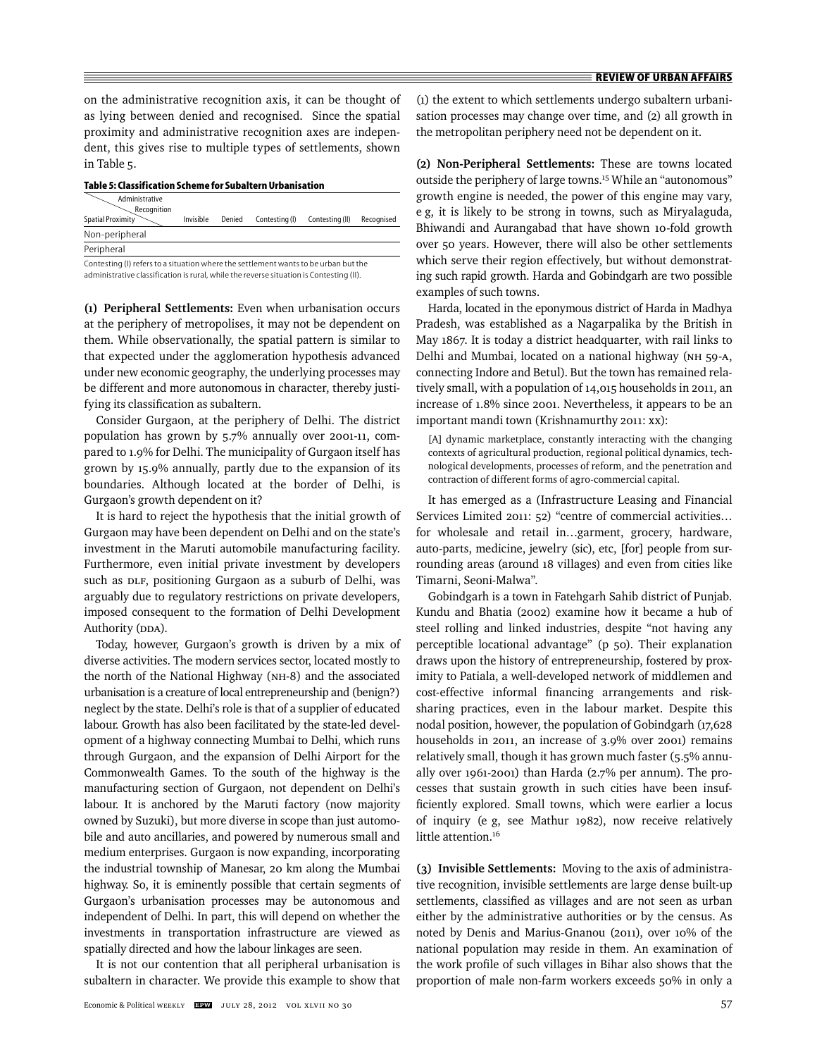on the administrative recognition axis, it can be thought of as lying between denied and recognised. Since the spatial proximity and administrative recognition axes are independent, this gives rise to multiple types of settlements, shown in Table 5.

**Table 5: Classification Scheme for Subaltern Urbanisation**

| Spatial Proximity \ Administrative Recognition | Invisible | Denied | Contesting (I) | Contesting (II) | Recognised |
|---|---|---|---|---|---|
| Non-peripheral | | | | | |
| Peripheral | | | | | |

Contesting (I) refers to a situation where the settlement wants to be urban but the administrative classification is rural, while the reverse situation is Contesting (II).

**(1) Peripheral Settlements:** Even when urbanisation occurs at the periphery of metropolises, it may not be dependent on them. While observationally, the spatial pattern is similar to that expected under the agglomeration hypothesis advanced under new economic geography, the underlying processes may be different and more autonomous in character, thereby justifying its classification as subaltern.

Consider Gurgaon, at the periphery of Delhi. The district population has grown by 5.7% annually over 2001-11, compared to 1.9% for Delhi. The municipality of Gurgaon itself has grown by 15.9% annually, partly due to the expansion of its boundaries. Although located at the border of Delhi, is Gurgaon's growth dependent on it?

It is hard to reject the hypothesis that the initial growth of Gurgaon may have been dependent on Delhi and on the state's investment in the Maruti automobile manufacturing facility. Furthermore, even initial private investment by developers such as DLF, positioning Gurgaon as a suburb of Delhi, was arguably due to regulatory restrictions on private developers, imposed consequent to the formation of Delhi Development Authority (DDA).

Today, however, Gurgaon's growth is driven by a mix of diverse activities. The modern services sector, located mostly to the north of the National Highway (NH-8) and the associated urbanisation is a creature of local entrepreneurship and (benign?) neglect by the state. Delhi's role is that of a supplier of educated labour. Growth has also been facilitated by the state-led development of a highway connecting Mumbai to Delhi, which runs through Gurgaon, and the expansion of Delhi Airport for the Commonwealth Games. To the south of the highway is the manufacturing section of Gurgaon, not dependent on Delhi's labour. It is anchored by the Maruti factory (now majority owned by Suzuki), but more diverse in scope than just automobile and auto ancillaries, and powered by numerous small and medium enterprises. Gurgaon is now expanding, incorporating the industrial township of Manesar, 20 km along the Mumbai highway. So, it is eminently possible that certain segments of Gurgaon's urbanisation processes may be autonomous and independent of Delhi. In part, this will depend on whether the investments in transportation infrastructure are viewed as spatially directed and how the labour linkages are seen.

It is not our contention that all peripheral urbanisation is subaltern in character. We provide this example to show that (1) the extent to which settlements undergo subaltern urbanisation processes may change over time, and (2) all growth in the metropolitan periphery need not be dependent on it.

**(2) Non-Peripheral Settlements:** These are towns located outside the periphery of large towns.[15] While an "autonomous" growth engine is needed, the power of this engine may vary, e g, it is likely to be strong in towns, such as Miryalaguda, Bhiwandi and Aurangabad that have shown 10-fold growth over 50 years. However, there will also be other settlements which serve their region effectively, but without demonstrating such rapid growth. Harda and Gobindgarh are two possible examples of such towns.

Harda, located in the eponymous district of Harda in Madhya Pradesh, was established as a Nagarpalika by the British in May 1867. It is today a district headquarter, with rail links to Delhi and Mumbai, located on a national highway (NH 59-A, connecting Indore and Betul). But the town has remained relatively small, with a population of 14,015 households in 2011, an increase of 1.8% since 2001. Nevertheless, it appears to be an important mandi town (Krishnamurthy 2011: xx):

> [A] dynamic marketplace, constantly interacting with the changing contexts of agricultural production, regional political dynamics, technological developments, processes of reform, and the penetration and contraction of different forms of agro-commercial capital.

It has emerged as a (Infrastructure Leasing and Financial Services Limited 2011: 52) "centre of commercial activities… for wholesale and retail in…garment, grocery, hardware, auto-parts, medicine, jewelry (sic), etc, [for] people from surrounding areas (around 18 villages) and even from cities like Timarni, Seoni-Malwa".

Gobindgarh is a town in Fatehgarh Sahib district of Punjab. Kundu and Bhatia (2002) examine how it became a hub of steel rolling and linked industries, despite "not having any perceptible locational advantage" (p 50). Their explanation draws upon the history of entrepreneurship, fostered by proximity to Patiala, a well-developed network of middlemen and cost-effective informal financing arrangements and risk-sharing practices, even in the labour market. Despite this nodal position, however, the population of Gobindgarh (17,628 households in 2011, an increase of 3.9% over 2001) remains relatively small, though it has grown much faster (5.5% annually over 1961-2001) than Harda (2.7% per annum). The processes that sustain growth in such cities have been insufficiently explored. Small towns, which were earlier a locus of inquiry (e g, see Mathur 1982), now receive relatively little attention.[16]

**(3) Invisible Settlements:** Moving to the axis of administrative recognition, invisible settlements are large dense built-up settlements, classified as villages and are not seen as urban either by the administrative authorities or by the census. As noted by Denis and Marius-Gnanou (2011), over 10% of the national population may reside in them. An examination of the work profile of such villages in Bihar also shows that the proportion of male non-farm workers exceeds 50% in only a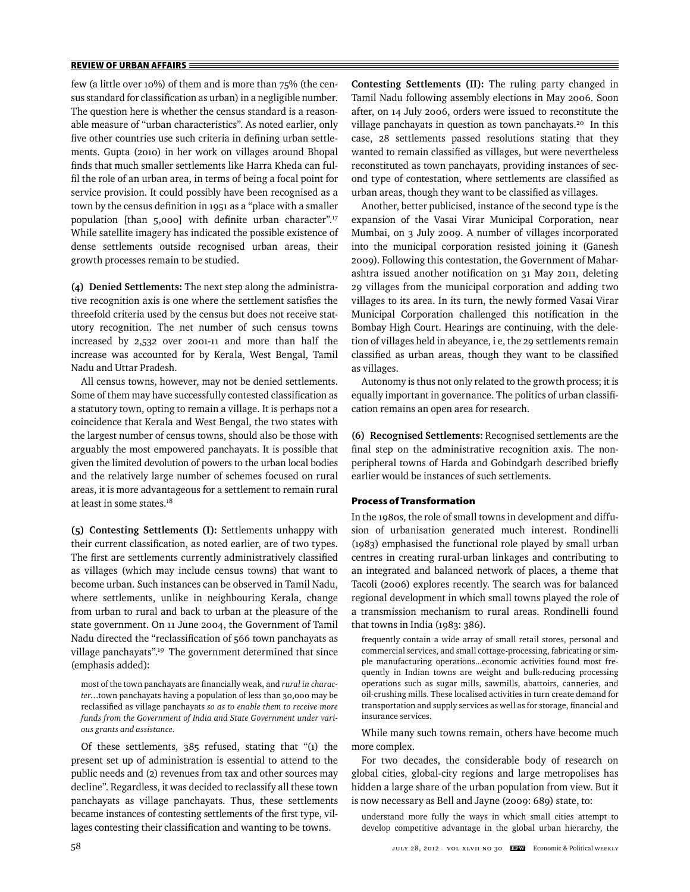few (a little over 10%) of them and is more than 75% (the census standard for classification as urban) in a negligible number. The question here is whether the census standard is a reasonable measure of "urban characteristics". As noted earlier, only five other countries use such criteria in defining urban settlements. Gupta (2010) in her work on villages around Bhopal finds that much smaller settlements like Harra Kheda can fulfil the role of an urban area, in terms of being a focal point for service provision. It could possibly have been recognised as a town by the census definition in 1951 as a "place with a smaller population [than 5,000] with definite urban character".[17] While satellite imagery has indicated the possible existence of dense settlements outside recognised urban areas, their growth processes remain to be studied.

**(4) Denied Settlements:** The next step along the administrative recognition axis is one where the settlement satisfies the threefold criteria used by the census but does not receive statutory recognition. The net number of such census towns increased by 2,532 over 2001-11 and more than half the increase was accounted for by Kerala, West Bengal, Tamil Nadu and Uttar Pradesh.

All census towns, however, may not be denied settlements. Some of them may have successfully contested classification as a statutory town, opting to remain a village. It is perhaps not a coincidence that Kerala and West Bengal, the two states with the largest number of census towns, should also be those with arguably the most empowered panchayats. It is possible that given the limited devolution of powers to the urban local bodies and the relatively large number of schemes focused on rural areas, it is more advantageous for a settlement to remain rural at least in some states.[18]

**(5) Contesting Settlements (I):** Settlements unhappy with their current classification, as noted earlier, are of two types. The first are settlements currently administratively classified as villages (which may include census towns) that want to become urban. Such instances can be observed in Tamil Nadu, where settlements, unlike in neighbouring Kerala, change from urban to rural and back to urban at the pleasure of the state government. On 11 June 2004, the Government of Tamil Nadu directed the "reclassification of 566 town panchayats as village panchayats".[19] The government determined that since (emphasis added):

> most of the town panchayats are financially weak, and *rural in character*…town panchayats having a population of less than 30,000 may be reclassified as village panchayats *so as to enable them to receive more funds from the Government of India and State Government under various grants and assistance.*

Of these settlements, 385 refused, stating that "(1) the present set up of administration is essential to attend to the public needs and (2) revenues from tax and other sources may decline". Regardless, it was decided to reclassify all these town panchayats as village panchayats. Thus, these settlements became instances of contesting settlements of the first type, villages contesting their classification and wanting to be towns.

**Contesting Settlements (II):** The ruling party changed in Tamil Nadu following assembly elections in May 2006. Soon after, on 14 July 2006, orders were issued to reconstitute the village panchayats in question as town panchayats.[20] In this case, 28 settlements passed resolutions stating that they wanted to remain classified as villages, but were nevertheless reconstituted as town panchayats, providing instances of second type of contestation, where settlements are classified as urban areas, though they want to be classified as villages.

Another, better publicised, instance of the second type is the expansion of the Vasai Virar Municipal Corporation, near Mumbai, on 3 July 2009. A number of villages incorporated into the municipal corporation resisted joining it (Ganesh 2009). Following this contestation, the Government of Maharashtra issued another notification on 31 May 2011, deleting 29 villages from the municipal corporation and adding two villages to its area. In its turn, the newly formed Vasai Virar Municipal Corporation challenged this notification in the Bombay High Court. Hearings are continuing, with the deletion of villages held in abeyance, i e, the 29 settlements remain classified as urban areas, though they want to be classified as villages.

Autonomy is thus not only related to the growth process; it is equally important in governance. The politics of urban classification remains an open area for research.

**(6) Recognised Settlements:** Recognised settlements are the final step on the administrative recognition axis. The non-peripheral towns of Harda and Gobindgarh described briefly earlier would be instances of such settlements.

## Process of Transformation

In the 1980s, the role of small towns in development and diffusion of urbanisation generated much interest. Rondinelli (1983) emphasised the functional role played by small urban centres in creating rural-urban linkages and contributing to an integrated and balanced network of places, a theme that Tacoli (2006) explores recently. The search was for balanced regional development in which small towns played the role of a transmission mechanism to rural areas. Rondinelli found that towns in India (1983: 386).

> frequently contain a wide array of small retail stores, personal and commercial services, and small cottage-processing, fabricating or simple manufacturing operations…economic activities found most frequently in Indian towns are weight and bulk-reducing processing operations such as sugar mills, sawmills, abattoirs, canneries, and oil-crushing mills. These localised activities in turn create demand for transportation and supply services as well as for storage, financial and insurance services.

While many such towns remain, others have become much more complex.

For two decades, the considerable body of research on global cities, global-city regions and large metropolises has hidden a large share of the urban population from view. But it is now necessary as Bell and Jayne (2009: 689) state, to:

> understand more fully the ways in which small cities attempt to develop competitive advantage in the global urban hierarchy, the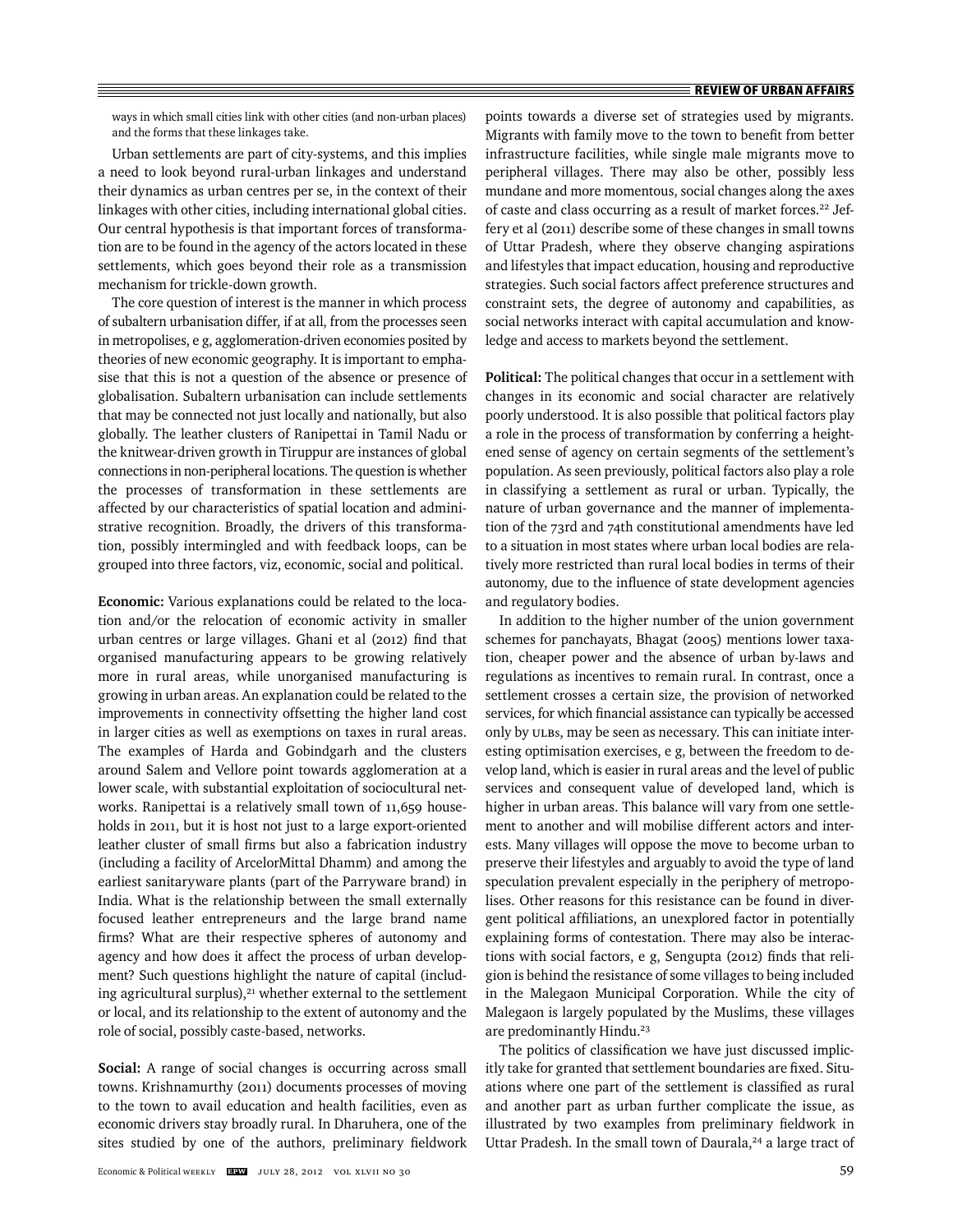ways in which small cities link with other cities (and non-urban places) and the forms that these linkages take.

Urban settlements are part of city-systems, and this implies a need to look beyond rural-urban linkages and understand their dynamics as urban centres per se, in the context of their linkages with other cities, including international global cities. Our central hypothesis is that important forces of transformation are to be found in the agency of the actors located in these settlements, which goes beyond their role as a transmission mechanism for trickle-down growth.

The core question of interest is the manner in which process of subaltern urbanisation differ, if at all, from the processes seen in metropolises, e g, agglomeration-driven economies posited by theories of new economic geography. It is important to emphasise that this is not a question of the absence or presence of globalisation. Subaltern urbanisation can include settlements that may be connected not just locally and nationally, but also globally. The leather clusters of Ranipettai in Tamil Nadu or the knitwear-driven growth in Tiruppur are instances of global connections in non-peripheral locations. The question is whether the processes of transformation in these settlements are affected by our characteristics of spatial location and administrative recognition. Broadly, the drivers of this transformation, possibly intermingled and with feedback loops, can be grouped into three factors, viz, economic, social and political.

**Economic:** Various explanations could be related to the location and/or the relocation of economic activity in smaller urban centres or large villages. Ghani et al (2012) find that organised manufacturing appears to be growing relatively more in rural areas, while unorganised manufacturing is growing in urban areas. An explanation could be related to the improvements in connectivity offsetting the higher land cost in larger cities as well as exemptions on taxes in rural areas. The examples of Harda and Gobindgarh and the clusters around Salem and Vellore point towards agglomeration at a lower scale, with substantial exploitation of sociocultural networks. Ranipettai is a relatively small town of 11,659 households in 2011, but it is host not just to a large export-oriented leather cluster of small firms but also a fabrication industry (including a facility of ArcelorMittal Dhamm) and among the earliest sanitaryware plants (part of the Parryware brand) in India. What is the relationship between the small externally focused leather entrepreneurs and the large brand name firms? What are their respective spheres of autonomy and agency and how does it affect the process of urban development? Such questions highlight the nature of capital (including agricultural surplus),[21] whether external to the settlement or local, and its relationship to the extent of autonomy and the role of social, possibly caste-based, networks.

**Social:** A range of social changes is occurring across small towns. Krishnamurthy (2011) documents processes of moving to the town to avail education and health facilities, even as economic drivers stay broadly rural. In Dharuhera, one of the sites studied by one of the authors, preliminary fieldwork points towards a diverse set of strategies used by migrants. Migrants with family move to the town to benefit from better infrastructure facilities, while single male migrants move to peripheral villages. There may also be other, possibly less mundane and more momentous, social changes along the axes of caste and class occurring as a result of market forces.[22] Jeffery et al (2011) describe some of these changes in small towns of Uttar Pradesh, where they observe changing aspirations and lifestyles that impact education, housing and reproductive strategies. Such social factors affect preference structures and constraint sets, the degree of autonomy and capabilities, as social networks interact with capital accumulation and knowledge and access to markets beyond the settlement.

**Political:** The political changes that occur in a settlement with changes in its economic and social character are relatively poorly understood. It is also possible that political factors play a role in the process of transformation by conferring a heightened sense of agency on certain segments of the settlement's population. As seen previously, political factors also play a role in classifying a settlement as rural or urban. Typically, the nature of urban governance and the manner of implementation of the 73rd and 74th constitutional amendments have led to a situation in most states where urban local bodies are relatively more restricted than rural local bodies in terms of their autonomy, due to the influence of state development agencies and regulatory bodies.

In addition to the higher number of the union government schemes for panchayats, Bhagat (2005) mentions lower taxation, cheaper power and the absence of urban by-laws and regulations as incentives to remain rural. In contrast, once a settlement crosses a certain size, the provision of networked services, for which financial assistance can typically be accessed only by ULBs, may be seen as necessary. This can initiate interesting optimisation exercises, e g, between the freedom to develop land, which is easier in rural areas and the level of public services and consequent value of developed land, which is higher in urban areas. This balance will vary from one settlement to another and will mobilise different actors and interests. Many villages will oppose the move to become urban to preserve their lifestyles and arguably to avoid the type of land speculation prevalent especially in the periphery of metropolises. Other reasons for this resistance can be found in divergent political affiliations, an unexplored factor in potentially explaining forms of contestation. There may also be interactions with social factors, e g, Sengupta (2012) finds that religion is behind the resistance of some villages to being included in the Malegaon Municipal Corporation. While the city of Malegaon is largely populated by the Muslims, these villages are predominantly Hindu.[23]

The politics of classification we have just discussed implicitly take for granted that settlement boundaries are fixed. Situations where one part of the settlement is classified as rural and another part as urban further complicate the issue, as illustrated by two examples from preliminary fieldwork in Uttar Pradesh. In the small town of Daurala,[24] a large tract of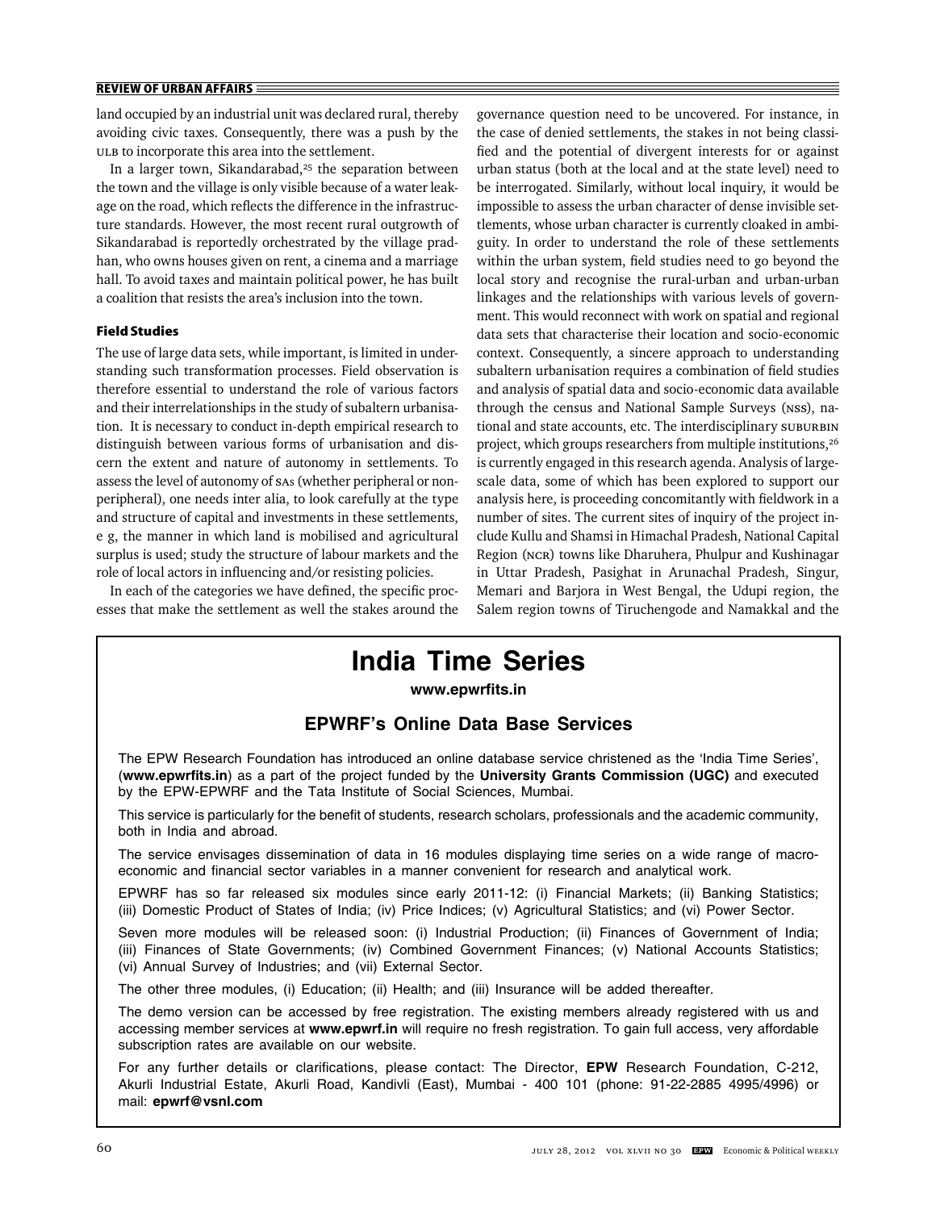land occupied by an industrial unit was declared rural, thereby avoiding civic taxes. Consequently, there was a push by the ULB to incorporate this area into the settlement.

In a larger town, Sikandarabad,[25] the separation between the town and the village is only visible because of a water leakage on the road, which reflects the difference in the infrastructure standards. However, the most recent rural outgrowth of Sikandarabad is reportedly orchestrated by the village pradhan, who owns houses given on rent, a cinema and a marriage hall. To avoid taxes and maintain political power, he has built a coalition that resists the area's inclusion into the town.

### Field Studies

The use of large data sets, while important, is limited in understanding such transformation processes. Field observation is therefore essential to understand the role of various factors and their interrelationships in the study of subaltern urbanisation. It is necessary to conduct in-depth empirical research to distinguish between various forms of urbanisation and discern the extent and nature of autonomy in settlements. To assess the level of autonomy of SAs (whether peripheral or non-peripheral), one needs inter alia, to look carefully at the type and structure of capital and investments in these settlements, e g, the manner in which land is mobilised and agricultural surplus is used; study the structure of labour markets and the role of local actors in influencing and/or resisting policies.

In each of the categories we have defined, the specific processes that make the settlement as well the stakes around the governance question need to be uncovered. For instance, in the case of denied settlements, the stakes in not being classified and the potential of divergent interests for or against urban status (both at the local and at the state level) need to be interrogated. Similarly, without local inquiry, it would be impossible to assess the urban character of dense invisible settlements, whose urban character is currently cloaked in ambiguity. In order to understand the role of these settlements within the urban system, field studies need to go beyond the local story and recognise the rural-urban and urban-urban linkages and the relationships with various levels of government. This would reconnect with work on spatial and regional data sets that characterise their location and socio-economic context. Consequently, a sincere approach to understanding subaltern urbanisation requires a combination of field studies and analysis of spatial data and socio-economic data available through the census and National Sample Surveys (NSS), national and state accounts, etc. The interdisciplinary SUBURBIN project, which groups researchers from multiple institutions,[26] is currently engaged in this research agenda. Analysis of large-scale data, some of which has been explored to support our analysis here, is proceeding concomitantly with fieldwork in a number of sites. The current sites of inquiry of the project include Kullu and Shamsi in Himachal Pradesh, National Capital Region (NCR) towns like Dharuhera, Phulpur and Kushinagar in Uttar Pradesh, Pasighat in Arunachal Pradesh, Singur, Memari and Barjora in West Bengal, the Udupi region, the Salem region towns of Tiruchengode and Namakkal and the

---

# India Time Series

**www.epwrfits.in**

## EPWRF's Online Data Base Services

The EPW Research Foundation has introduced an online database service christened as the 'India Time Series', (**www.epwrfits.in**) as a part of the project funded by the **University Grants Commission (UGC)** and executed by the EPW-EPWRF and the Tata Institute of Social Sciences, Mumbai.

This service is particularly for the benefit of students, research scholars, professionals and the academic community, both in India and abroad.

The service envisages dissemination of data in 16 modules displaying time series on a wide range of macroeconomic and financial sector variables in a manner convenient for research and analytical work.

EPWRF has so far released six modules since early 2011-12: (i) Financial Markets; (ii) Banking Statistics; (iii) Domestic Product of States of India; (iv) Price Indices; (v) Agricultural Statistics; and (vi) Power Sector.

Seven more modules will be released soon: (i) Industrial Production; (ii) Finances of Government of India; (iii) Finances of State Governments; (iv) Combined Government Finances; (v) National Accounts Statistics; (vi) Annual Survey of Industries; and (vii) External Sector.

The other three modules, (i) Education; (ii) Health; and (iii) Insurance will be added thereafter.

The demo version can be accessed by free registration. The existing members already registered with us and accessing member services at **www.epwrf.in** will require no fresh registration. To gain full access, very affordable subscription rates are available on our website.

For any further details or clarifications, please contact: The Director, **EPW** Research Foundation, C-212, Akurli Industrial Estate, Akurli Road, Kandivli (East), Mumbai - 400 101 (phone: 91-22-2885 4995/4996) or mail: **epwrf@vsnl.com**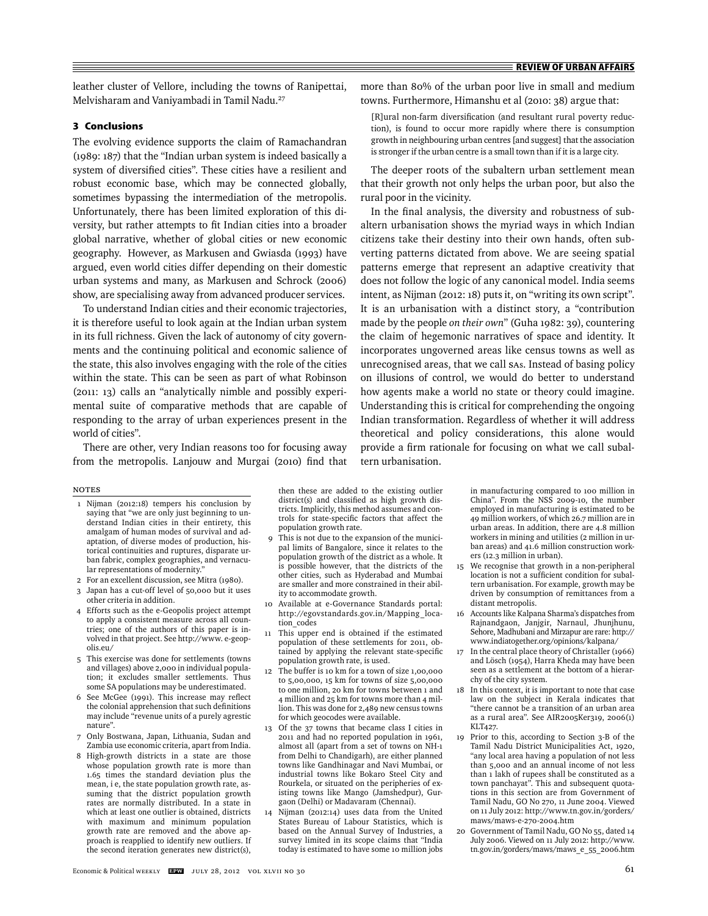leather cluster of Vellore, including the towns of Ranipettai, Melvisharam and Vaniyambadi in Tamil Nadu.[27]

## 3 Conclusions

The evolving evidence supports the claim of Ramachandran (1989: 187) that the "Indian urban system is indeed basically a system of diversified cities". These cities have a resilient and robust economic base, which may be connected globally, sometimes bypassing the intermediation of the metropolis. Unfortunately, there has been limited exploration of this diversity, but rather attempts to fit Indian cities into a broader global narrative, whether of global cities or new economic geography. However, as Markusen and Gwiasda (1993) have argued, even world cities differ depending on their domestic urban systems and many, as Markusen and Schrock (2006) show, are specialising away from advanced producer services.

To understand Indian cities and their economic trajectories, it is therefore useful to look again at the Indian urban system in its full richness. Given the lack of autonomy of city governments and the continuing political and economic salience of the state, this also involves engaging with the role of the cities within the state. This can be seen as part of what Robinson (2011: 13) calls an "analytically nimble and possibly experimental suite of comparative methods that are capable of responding to the array of urban experiences present in the world of cities".

There are other, very Indian reasons too for focusing away from the metropolis. Lanjouw and Murgai (2010) find that more than 80% of the urban poor live in small and medium towns. Furthermore, Himanshu et al (2010: 38) argue that:

> [R]ural non-farm diversification (and resultant rural poverty reduction), is found to occur more rapidly where there is consumption growth in neighbouring urban centres [and suggest] that the association is stronger if the urban centre is a small town than if it is a large city.

The deeper roots of the subaltern urban settlement mean that their growth not only helps the urban poor, but also the rural poor in the vicinity.

In the final analysis, the diversity and robustness of subaltern urbanisation shows the myriad ways in which Indian citizens take their destiny into their own hands, often subverting patterns dictated from above. We are seeing spatial patterns emerge that represent an adaptive creativity that does not follow the logic of any canonical model. India seems intent, as Nijman (2012: 18) puts it, on "writing its own script". It is an urbanisation with a distinct story, a "contribution made by the people *on their own*" (Guha 1982: 39), countering the claim of hegemonic narratives of space and identity. It incorporates ungoverned areas like census towns as well as unrecognised areas, that we call SAs. Instead of basing policy on illusions of control, we would do better to understand how agents make a world no state or theory could imagine. Understanding this is critical for comprehending the ongoing Indian transformation. Regardless of whether it will address theoretical and policy considerations, this alone would provide a firm rationale for focusing on what we call subaltern urbanisation.

### NOTES

1. Nijman (2012:18) tempers his conclusion by saying that "we are only just beginning to understand Indian cities in their entirety, this amalgam of human modes of survival and adaptation, of diverse modes of production, historical continuities and ruptures, disparate urban fabric, complex geographies, and vernacular representations of modernity."
2. For an excellent discussion, see Mitra (1980).
3. Japan has a cut-off level of 50,000 but it uses other criteria in addition.
4. Efforts such as the e-Geopolis project attempt to apply a consistent measure across all countries; one of the authors of this paper is involved in that project. See http://www. e-geopolis.eu/
5. This exercise was done for settlements (towns and villages) above 2,000 in individual population; it excludes smaller settlements. Thus some SA populations may be underestimated.
6. See McGee (1991). This increase may reflect the colonial apprehension that such definitions may include "revenue units of a purely agrestic nature".
7. Only Bostwana, Japan, Lithuania, Sudan and Zambia use economic criteria, apart from India.
8. High-growth districts in a state are those whose population growth rate is more than 1.65 times the standard deviation plus the mean, i e, the state population growth rate, assuming that the district population growth rates are normally distributed. In a state in which at least one outlier is obtained, districts with maximum and minimum population growth rate are removed and the above approach is reapplied to identify new outliers. If the second iteration generates new district(s), then these are added to the existing outlier district(s) and classified as high growth districts. Implicitly, this method assumes and controls for state-specific factors that affect the population growth rate.
9. This is not due to the expansion of the municipal limits of Bangalore, since it relates to the population growth of the district as a whole. It is possible however, that the districts of the other cities, such as Hyderabad and Mumbai are smaller and more constrained in their ability to accommodate growth.
10. Available at e-Governance Standards portal: http://egovstandards.gov.in/Mapping_location_codes
11. This upper end is obtained if the estimated population of these settlements for 2011, obtained by applying the relevant state-specific population growth rate, is used.
12. The buffer is 10 km for a town of size 1,00,000 to 5,00,000, 15 km for towns of size 5,00,000 to one million, 20 km for towns between 1 and 4 million and 25 km for towns more than 4 million. This was done for 2,489 new census towns for which geocodes were available.
13. Of the 37 towns that became class I cities in 2011 and had no reported population in 1961, almost all (apart from a set of towns on NH-1 from Delhi to Chandigarh), are either planned towns like Gandhinagar and Navi Mumbai, or industrial towns like Bokaro Steel City and Rourkela, or situated on the peripheries of existing towns like Mango (Jamshedpur), Gurgaon (Delhi) or Madavaram (Chennai).
14. Nijman (2012:14) uses data from the United States Bureau of Labour Statistics, which is based on the Annual Survey of Industries, a survey limited in its scope claims that "India today is estimated to have some 10 million jobs in manufacturing compared to 100 million in China". From the NSS 2009-10, the number employed in manufacturing is estimated to be 49 million workers, of which 26.7 million are in urban areas. In addition, there are 4.8 million workers in mining and utilities (2 million in urban areas) and 41.6 million construction workers (12.3 million in urban).
15. We recognise that growth in a non-peripheral location is not a sufficient condition for subaltern urbanisation. For example, growth may be driven by consumption of remittances from a distant metropolis.
16. Accounts like Kalpana Sharma's dispatches from Rajnandgaon, Janjgir, Narnaul, Jhunjhunu, Sehore, Madhubani and Mirzapur are rare: http://www.indiatogether.org/opinions/kalpana/
17. In the central place theory of Christaller (1966) and Lösch (1954), Harra Kheda may have been seen as a settlement at the bottom of a hierarchy of the city system.
18. In this context, it is important to note that case law on the subject in Kerala indicates that "there cannot be a transition of an urban area as a rural area". See AIR2005Ker319, 2006(1) KLT427.
19. Prior to this, according to Section 3-B of the Tamil Nadu District Municipalities Act, 1920, "any local area having a population of not less than 5,000 and an annual income of not less than 1 lakh of rupees shall be constituted as a town panchayat". This and subsequent quotations in this section are from Government of Tamil Nadu, GO No 270, 11 June 2004. Viewed on 11 July 2012: http://www.tn.gov.in/gorders/maws/maws-e-270-2004.htm
20. Government of Tamil Nadu, GO No 55, dated 14 July 2006. Viewed on 11 July 2012: http://www.tn.gov.in/gorders/maws/maws_e_55_2006.htm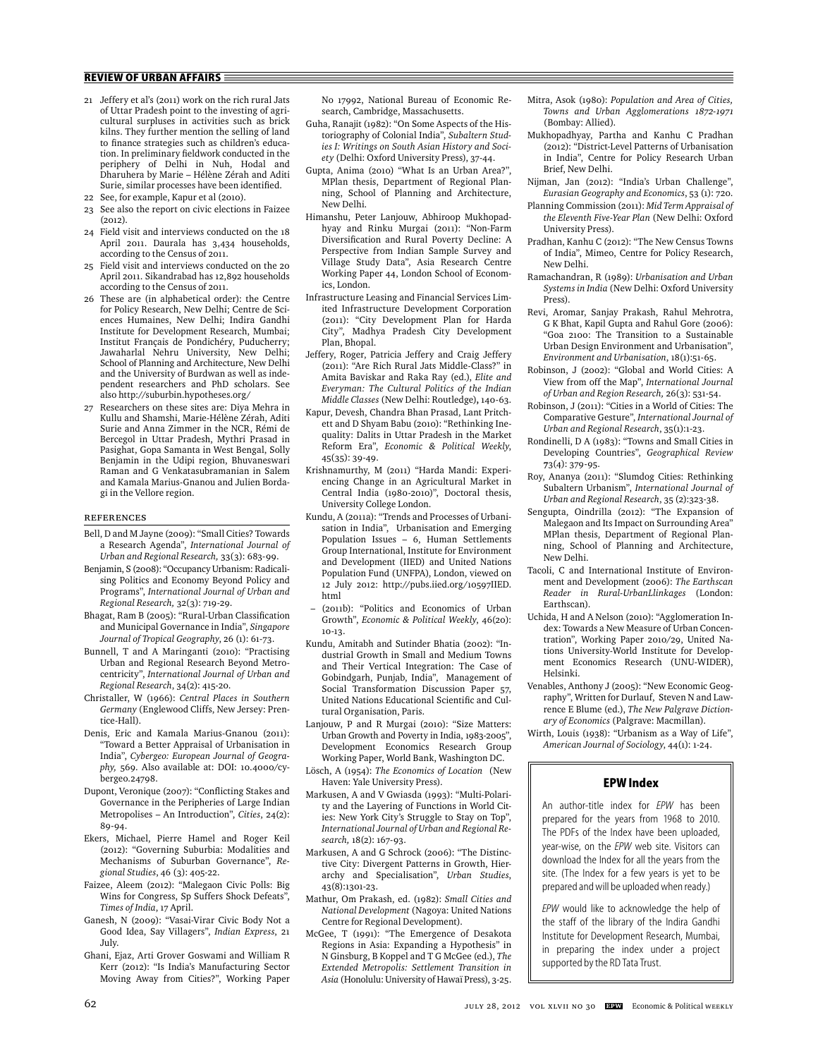21 Jeffery et al's (2011) work on the rich rural Jats of Uttar Pradesh point to the investing of agricultural surpluses in activities such as brick kilns. They further mention the selling of land to finance strategies such as children's education. In preliminary fieldwork conducted in the periphery of Delhi in Nuh, Hodal and Dharuhera by Marie – Hélène Zérah and Aditi Surie, similar processes have been identified.

22 See, for example, Kapur et al (2010).

23 See also the report on civic elections in Faizee (2012).

24 Field visit and interviews conducted on the 18 April 2011. Daurala has 3,434 households, according to the Census of 2011.

25 Field visit and interviews conducted on the 20 April 2011. Sikandrabad has 12,892 households according to the Census of 2011.

26 These are (in alphabetical order): the Centre for Policy Research, New Delhi; Centre de Sciences Humaines, New Delhi; Indira Gandhi Institute for Development Research, Mumbai; Institut Français de Pondichéry, Puducherry; Jawaharlal Nehru University, New Delhi; School of Planning and Architecture, New Delhi and the University of Burdwan as well as independent researchers and PhD scholars. See also http://suburbin.hypotheses.org/

27 Researchers on these sites are: Diya Mehra in Kullu and Shamshi, Marie-Hélène Zérah, Aditi Surie and Anna Zimmer in the NCR, Rémi de Bercegol in Uttar Pradesh, Mythri Prasad in Pasighat, Gopa Samanta in West Bengal, Solly Benjamin in the Udipi region, Bhuvaneswari Raman and G Venkatasubramanian in Salem and Kamala Marius-Gnanou and Julien Bordagi in the Vellore region.

## REFERENCES

Bell, D and M Jayne (2009): "Small Cities? Towards a Research Agenda", *International Journal of Urban and Regional Research,* 33(3): 683-99.

Benjamin, S (2008): "Occupancy Urbanism: Radicalising Politics and Economy Beyond Policy and Programs", *International Journal of Urban and Regional Research,* 32(3): 719-29.

Bhagat, Ram B (2005): "Rural-Urban Classification and Municipal Governance in India", *Singapore Journal of Tropical Geography*, 26 (1): 61-73.

Bunnell, T and A Maringanti (2010): "Practising Urban and Regional Research Beyond Metrocentricity", *International Journal of Urban and Regional Research*, 34(2): 415-20.

Christaller, W (1966): *Central Places in Southern Germany* (Englewood Cliffs, New Jersey: Prentice-Hall).

Denis, Eric and Kamala Marius-Gnanou (2011): "Toward a Better Appraisal of Urbanisation in India", *Cybergeo: European Journal of Geography,* 569. Also available at: DOI: 10.4000/cybergeo.24798.

Dupont, Veronique (2007): "Conflicting Stakes and Governance in the Peripheries of Large Indian Metropolises – An Introduction", *Cities*, 24(2): 89-94.

Ekers, Michael, Pierre Hamel and Roger Keil (2012): "Governing Suburbia: Modalities and Mechanisms of Suburban Governance", *Regional Studies*, 46 (3): 405-22.

Faizee, Aleem (2012): "Malegaon Civic Polls: Big Wins for Congress, Sp Suffers Shock Defeats", *Times of India*, 17 April.

Ganesh, N (2009): "Vasai-Virar Civic Body Not a Good Idea, Say Villagers", *Indian Express*, 21 July.

Ghani, Ejaz, Arti Grover Goswami and William R Kerr (2012): "Is India's Manufacturing Sector Moving Away from Cities?", Working Paper No 17992, National Bureau of Economic Research, Cambridge, Massachusetts.

Guha, Ranajit (1982): "On Some Aspects of the Historiography of Colonial India", *Subaltern Studies I: Writings on South Asian History and Society* (Delhi: Oxford University Press), 37-44.

Gupta, Anima (2010) "What Is an Urban Area?", MPlan thesis, Department of Regional Planning, School of Planning and Architecture, New Delhi.

Himanshu, Peter Lanjouw, Abhiroop Mukhopadhyay and Rinku Murgai (2011): "Non-Farm Diversification and Rural Poverty Decline: A Perspective from Indian Sample Survey and Village Study Data", Asia Research Centre Working Paper 44, London School of Economics, London.

Infrastructure Leasing and Financial Services Limited Infrastructure Development Corporation (2011): "City Development Plan for Harda City", Madhya Pradesh City Development Plan, Bhopal.

Jeffery, Roger, Patricia Jeffery and Craig Jeffery (2011): "Are Rich Rural Jats Middle-Class?" in Amita Baviskar and Raka Ray (ed.), *Elite and Everyman: The Cultural Politics of the Indian Middle Classes* (New Delhi: Routledge), 140-63.

Kapur, Devesh, Chandra Bhan Prasad, Lant Pritchett and D Shyam Babu (2010): "Rethinking Inequality: Dalits in Uttar Pradesh in the Market Reform Era", *Economic & Political Weekly,* 45(35): 39-49.

Krishnamurthy, M (2011) "Harda Mandi: Experiencing Change in an Agricultural Market in Central India (1980-2010)", Doctoral thesis, University College London.

Kundu, A (2011a): "Trends and Processes of Urbanisation in India", Urbanisation and Emerging Population Issues – 6, Human Settlements Group International, Institute for Environment and Development (IIED) and United Nations Population Fund (UNFPA), London, viewed on 12 July 2012: http://pubs.iied.org/10597IIED.html

– (2011b): "Politics and Economics of Urban Growth", *Economic & Political Weekly*, 46(20): 10-13.

Kundu, Amitabh and Sutinder Bhatia (2002): "Industrial Growth in Small and Medium Towns and Their Vertical Integration: The Case of Gobindgarh, Punjab, India", Management of Social Transformation Discussion Paper 57, United Nations Educational Scientific and Cultural Organisation, Paris.

Lanjouw, P and R Murgai (2010): "Size Matters: Urban Growth and Poverty in India, 1983-2005", Development Economics Research Group Working Paper, World Bank, Washington DC.

Lösch, A (1954): *The Economics of Location* (New Haven: Yale University Press).

Markusen, A and V Gwiasda (1993): "Multi-Polarity and the Layering of Functions in World Cities: New York City's Struggle to Stay on Top", *International Journal of Urban and Regional Research,* 18(2): 167-93.

Markusen, A and G Schrock (2006): "The Distinctive City: Divergent Patterns in Growth, Hierarchy and Specialisation", *Urban Studies*, 43(8):1301-23.

Mathur, Om Prakash, ed. (1982): *Small Cities and National Development* (Nagoya: United Nations Centre for Regional Development).

McGee, T (1991): "The Emergence of Desakota Regions in Asia: Expanding a Hypothesis" in N Ginsburg, B Koppel and T G McGee (ed.), *The Extended Metropolis: Settlement Transition in Asia* (Honolulu: University of Hawaï Press), 3-25.

Mitra, Asok (1980): *Population and Area of Cities, Towns and Urban Agglomerations 1872-1971* (Bombay: Allied).

Mukhopadhyay, Partha and Kanhu C Pradhan (2012): "District-Level Patterns of Urbanisation in India", Centre for Policy Research Urban Brief, New Delhi.

Nijman, Jan (2012): "India's Urban Challenge", *Eurasian Geography and Economics*, 53 (1): 720.

Planning Commission (2011): *Mid Term Appraisal of the Eleventh Five-Year Plan* (New Delhi: Oxford University Press).

Pradhan, Kanhu C (2012): "The New Census Towns of India", Mimeo, Centre for Policy Research, New Delhi.

Ramachandran, R (1989): *Urbanisation and Urban Systems in India* (New Delhi: Oxford University Press).

Revi, Aromar, Sanjay Prakash, Rahul Mehrotra, G K Bhat, Kapil Gupta and Rahul Gore (2006): "Goa 2100: The Transition to a Sustainable Urban Design Environment and Urbanisation", *Environment and Urbanisation*, 18(1):51-65.

Robinson, J (2002): "Global and World Cities: A View from off the Map", *International Journal of Urban and Region Research,* 26(3): 531-54.

Robinson, J (2011): "Cities in a World of Cities: The Comparative Gesture", *International Journal of Urban and Regional Research*, 35(1):1-23.

Rondinelli, D A (1983): "Towns and Small Cities in Developing Countries", *Geographical Review* 73(4): 379-95.

Roy, Ananya (2011): "Slumdog Cities: Rethinking Subaltern Urbanism", *International Journal of Urban and Regional Research*, 35 (2):323-38.

Sengupta, Oindrilla (2012): "The Expansion of Malegaon and Its Impact on Surrounding Area" MPlan thesis, Department of Regional Planning, School of Planning and Architecture, New Delhi.

Tacoli, C and International Institute of Environment and Development (2006): *The Earthscan Reader in Rural-UrbanLlinkages* (London: Earthscan).

Uchida, H and A Nelson (2010): "Agglomeration Index: Towards a New Measure of Urban Concentration", Working Paper 2010/29, United Nations University-World Institute for Development Economics Research (UNU-WIDER), Helsinki.

Venables, Anthony J (2005): "New Economic Geography", Written for Durlauf, Steven N and Lawrence E Blume (ed.), *The New Palgrave Dictionary of Economics* (Palgrave: Macmillan).

Wirth, Louis (1938): "Urbanism as a Way of Life", *American Journal of Sociology*, 44(1): 1-24.

### EPW Index

An author-title index for *EPW* has been prepared for the years from 1968 to 2010. The PDFs of the Index have been uploaded, year-wise, on the *EPW* web site. Visitors can download the Index for all the years from the site. (The Index for a few years is yet to be prepared and will be uploaded when ready.)

*EPW* would like to acknowledge the help of the staff of the library of the Indira Gandhi Institute for Development Research, Mumbai, in preparing the index under a project supported by the RD Tata Trust.